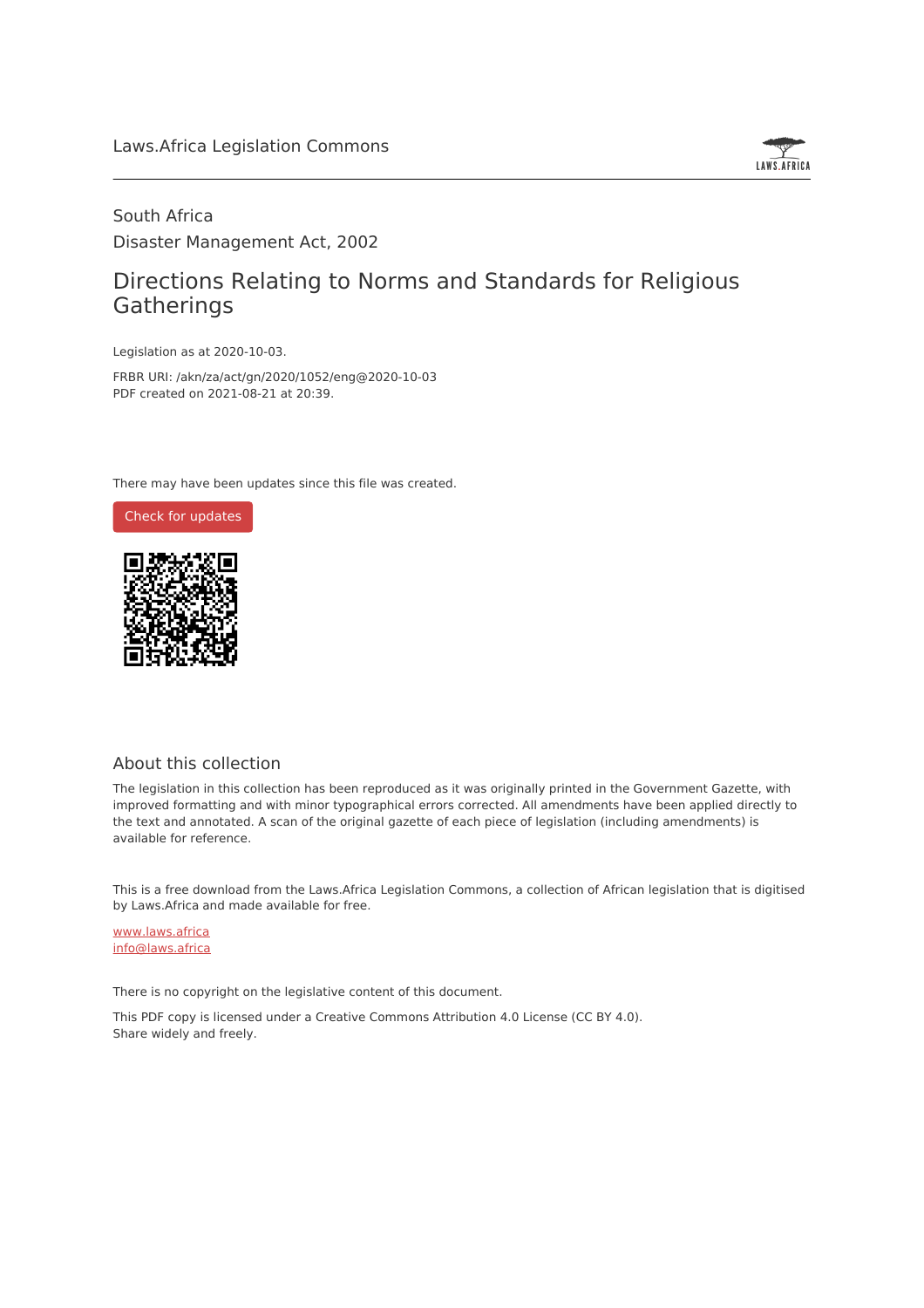Laws.Africa Legislation Commons

South Africa

Disaster Management Act, 2002

# Directions Relating to Norms and Standards for Religious Gatherings

Legislation as at 2020-10-03.

FRBR URI: /akn/za/act/gn/2020/1052/eng@2020-10-03

PDF created on 2021-08-21 at 20:39.

There may have been updates since this file was created.

Check for updates

## About this collection

The legislation in this collection has been reproduced as it was originally printed in the Government Gazette, with improved formatting and with minor typographical errors corrected. All amendments have been applied directly to the text and annotated. A scan of the original gazette of each piece of legislation (including amendments) is available for reference.

This is a free download from the Laws.Africa Legislation Commons, a collection of African legislation that is digitised by Laws.Africa and made available for free.

www.laws.africa

info@laws.africa

There is no copyright on the legislative content of this document.

This PDF copy is licensed under a Creative Commons Attribution 4.0 License (CC BY 4.0). Share widely and freely.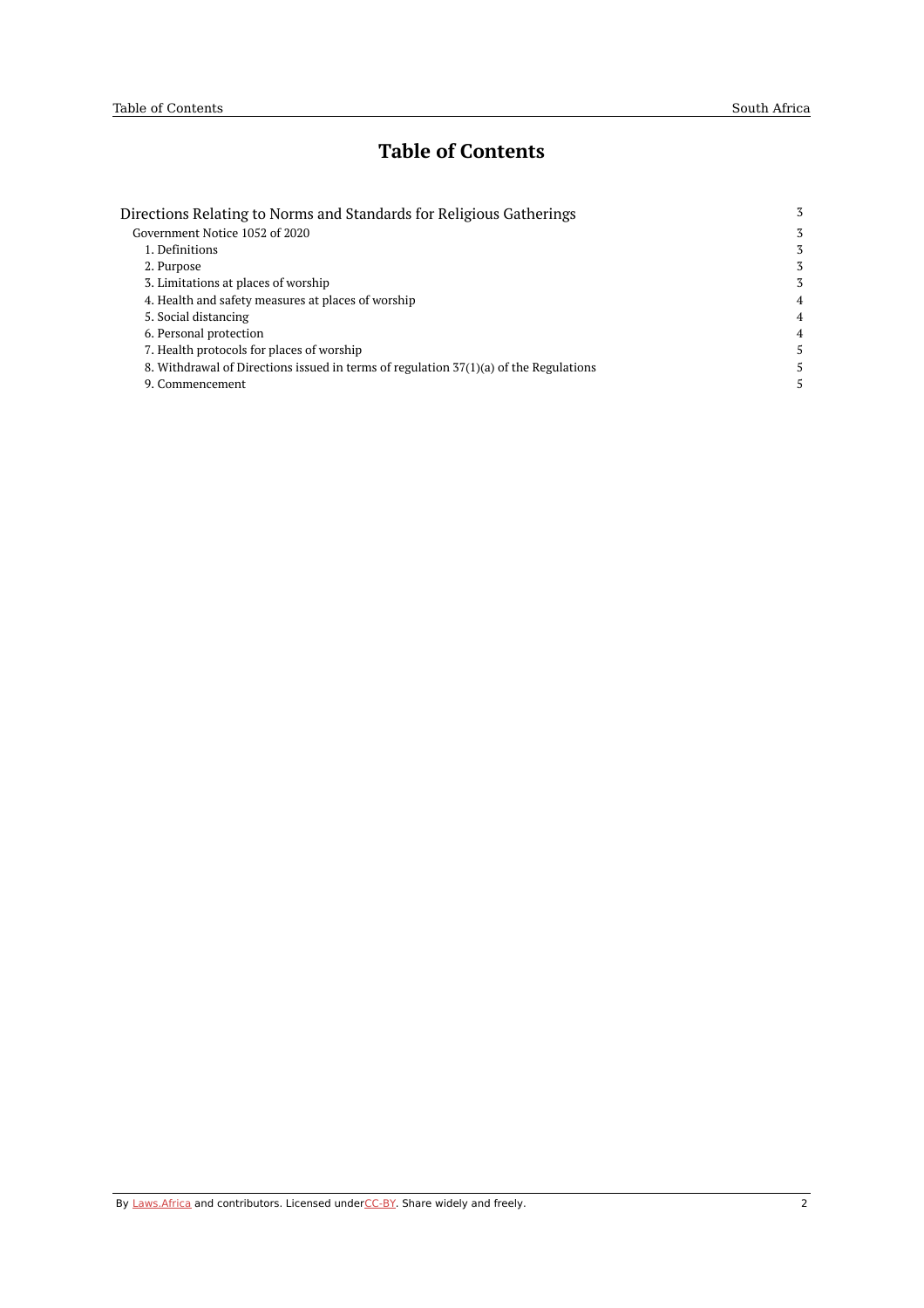# Table of Contents

| | |
|---|---|
| Directions Relating to Norms and Standards for Religious Gatherings | 3 |
| Government Notice 1052 of 2020 | 3 |
| 1. Definitions | 3 |
| 2. Purpose | 3 |
| 3. Limitations at places of worship | 3 |
| 4. Health and safety measures at places of worship | 4 |
| 5. Social distancing | 4 |
| 6. Personal protection | 4 |
| 7. Health protocols for places of worship | 5 |
| 8. Withdrawal of Directions issued in terms of regulation 37(1)(a) of the Regulations | 5 |
| 9. Commencement | 5 |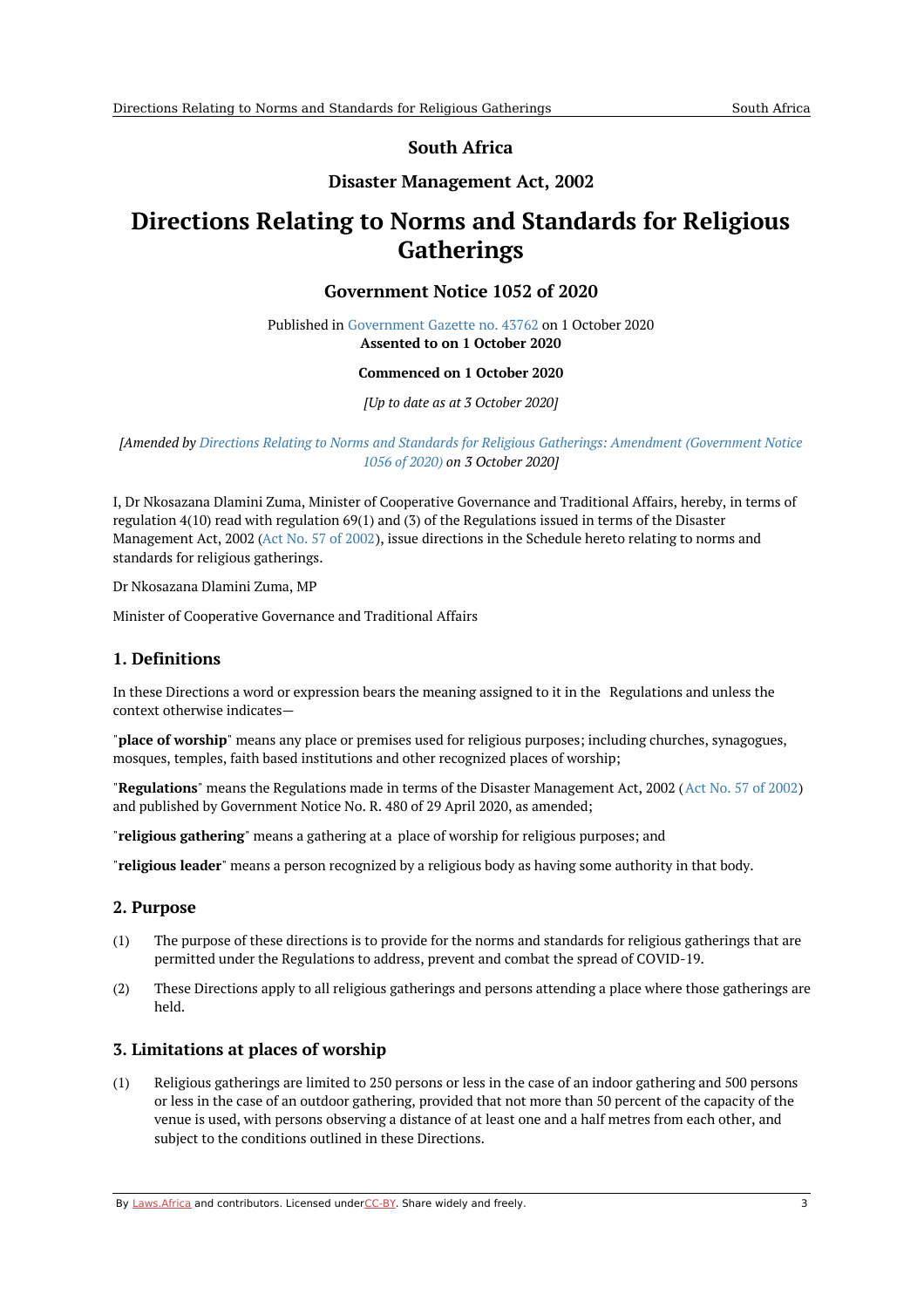**South Africa**

**Disaster Management Act, 2002**

# Directions Relating to Norms and Standards for Religious Gatherings

## Government Notice 1052 of 2020

Published in Government Gazette no. 43762 on 1 October 2020
**Assented to on 1 October 2020**

**Commenced on 1 October 2020**

*[Up to date as at 3 October 2020]*

*[Amended by Directions Relating to Norms and Standards for Religious Gatherings: Amendment (Government Notice 1056 of 2020) on 3 October 2020]*

I, Dr Nkosazana Dlamini Zuma, Minister of Cooperative Governance and Traditional Affairs, hereby, in terms of regulation 4(10) read with regulation 69(1) and (3) of the Regulations issued in terms of the Disaster Management Act, 2002 (Act No. 57 of 2002), issue directions in the Schedule hereto relating to norms and standards for religious gatherings.

Dr Nkosazana Dlamini Zuma, MP

Minister of Cooperative Governance and Traditional Affairs

### 1. Definitions

In these Directions a word or expression bears the meaning assigned to it in the Regulations and unless the context otherwise indicates—

"**place of worship**" means any place or premises used for religious purposes; including churches, synagogues, mosques, temples, faith based institutions and other recognized places of worship;

"**Regulations**" means the Regulations made in terms of the Disaster Management Act, 2002 (Act No. 57 of 2002) and published by Government Notice No. R. 480 of 29 April 2020, as amended;

"**religious gathering**" means a gathering at a place of worship for religious purposes; and

"**religious leader**" means a person recognized by a religious body as having some authority in that body.

### 2. Purpose

(1) The purpose of these directions is to provide for the norms and standards for religious gatherings that are permitted under the Regulations to address, prevent and combat the spread of COVID-19.

(2) These Directions apply to all religious gatherings and persons attending a place where those gatherings are held.

### 3. Limitations at places of worship

(1) Religious gatherings are limited to 250 persons or less in the case of an indoor gathering and 500 persons or less in the case of an outdoor gathering, provided that not more than 50 percent of the capacity of the venue is used, with persons observing a distance of at least one and a half metres from each other, and subject to the conditions outlined in these Directions.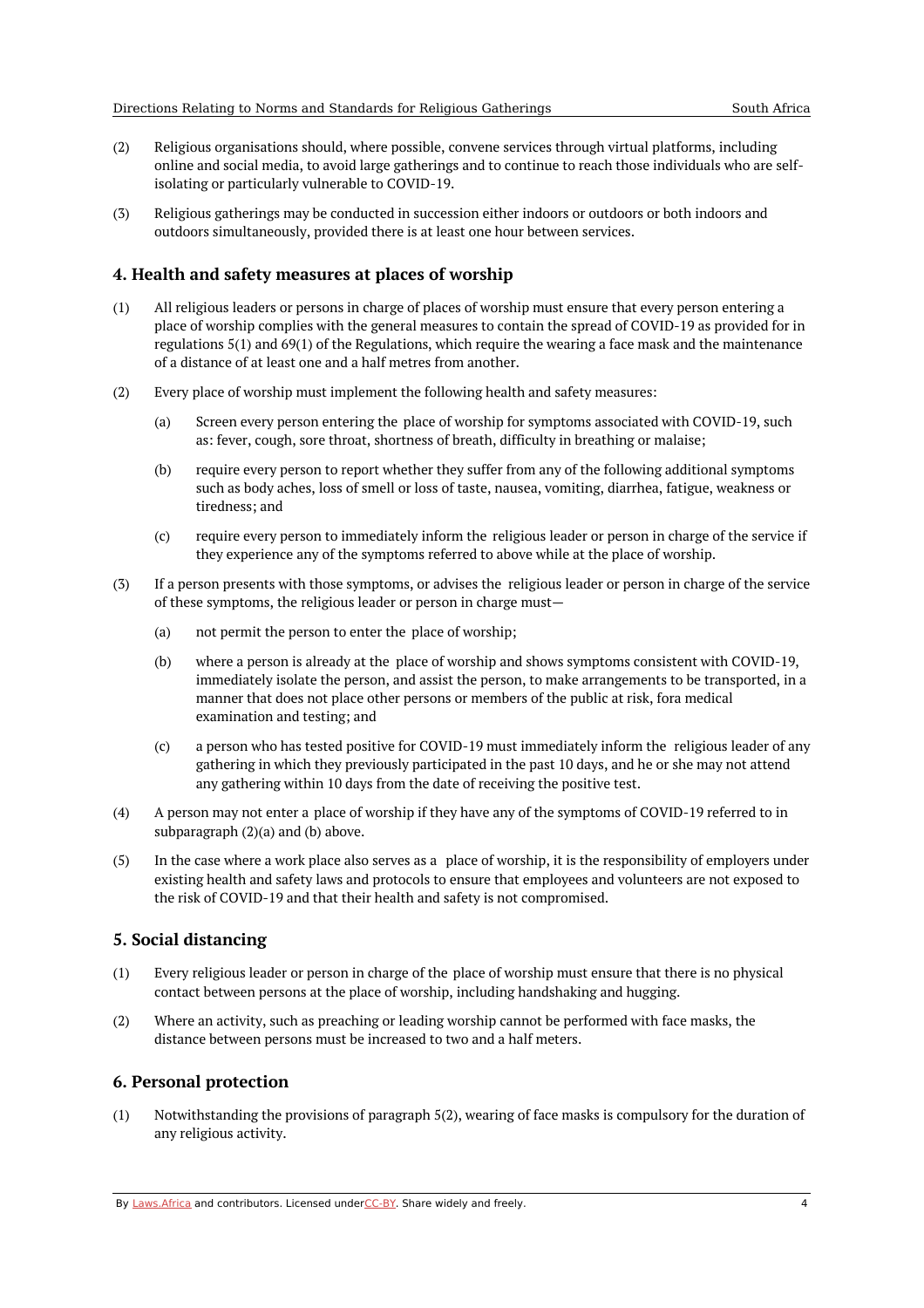(2) Religious organisations should, where possible, convene services through virtual platforms, including online and social media, to avoid large gatherings and to continue to reach those individuals who are self-isolating or particularly vulnerable to COVID-19.

(3) Religious gatherings may be conducted in succession either indoors or outdoors or both indoors and outdoors simultaneously, provided there is at least one hour between services.

## 4. Health and safety measures at places of worship

(1) All religious leaders or persons in charge of places of worship must ensure that every person entering a place of worship complies with the general measures to contain the spread of COVID-19 as provided for in regulations 5(1) and 69(1) of the Regulations, which require the wearing a face mask and the maintenance of a distance of at least one and a half metres from another.

(2) Every place of worship must implement the following health and safety measures:

- (a) Screen every person entering the place of worship for symptoms associated with COVID-19, such as: fever, cough, sore throat, shortness of breath, difficulty in breathing or malaise;
- (b) require every person to report whether they suffer from any of the following additional symptoms such as body aches, loss of smell or loss of taste, nausea, vomiting, diarrhea, fatigue, weakness or tiredness; and
- (c) require every person to immediately inform the religious leader or person in charge of the service if they experience any of the symptoms referred to above while at the place of worship.

(3) If a person presents with those symptoms, or advises the religious leader or person in charge of the service of these symptoms, the religious leader or person in charge must—

- (a) not permit the person to enter the place of worship;
- (b) where a person is already at the place of worship and shows symptoms consistent with COVID-19, immediately isolate the person, and assist the person, to make arrangements to be transported, in a manner that does not place other persons or members of the public at risk, fora medical examination and testing; and
- (c) a person who has tested positive for COVID-19 must immediately inform the religious leader of any gathering in which they previously participated in the past 10 days, and he or she may not attend any gathering within 10 days from the date of receiving the positive test.

(4) A person may not enter a place of worship if they have any of the symptoms of COVID-19 referred to in subparagraph (2)(a) and (b) above.

(5) In the case where a work place also serves as a place of worship, it is the responsibility of employers under existing health and safety laws and protocols to ensure that employees and volunteers are not exposed to the risk of COVID-19 and that their health and safety is not compromised.

## 5. Social distancing

(1) Every religious leader or person in charge of the place of worship must ensure that there is no physical contact between persons at the place of worship, including handshaking and hugging.

(2) Where an activity, such as preaching or leading worship cannot be performed with face masks, the distance between persons must be increased to two and a half meters.

## 6. Personal protection

(1) Notwithstanding the provisions of paragraph 5(2), wearing of face masks is compulsory for the duration of any religious activity.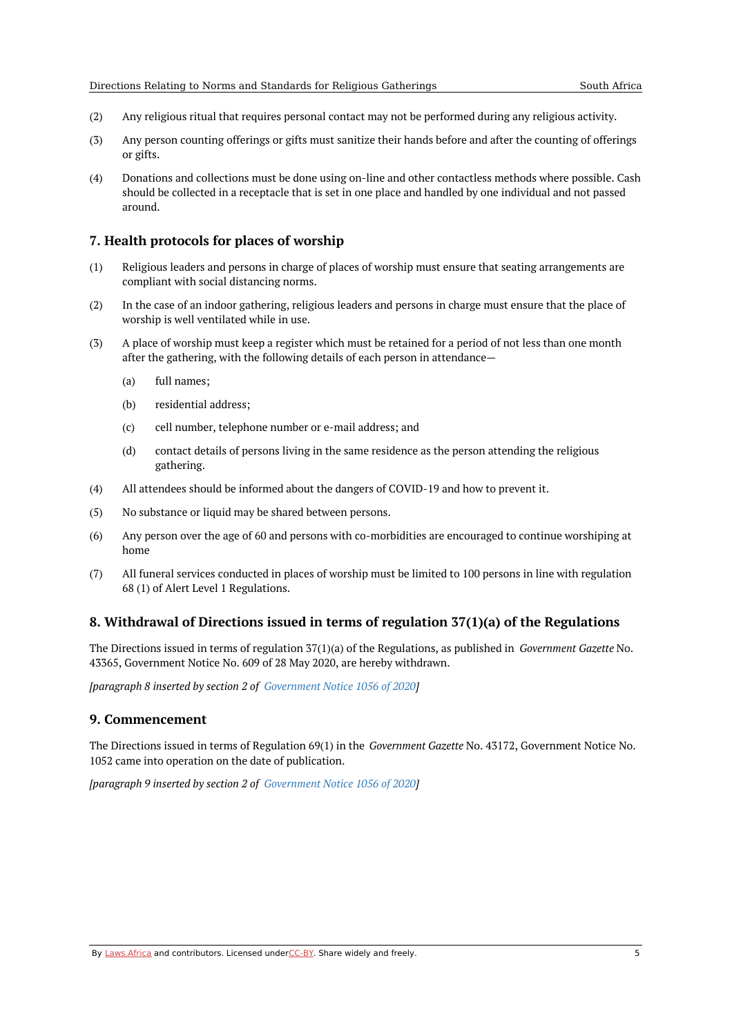(2) Any religious ritual that requires personal contact may not be performed during any religious activity.

(3) Any person counting offerings or gifts must sanitize their hands before and after the counting of offerings or gifts.

(4) Donations and collections must be done using on-line and other contactless methods where possible. Cash should be collected in a receptacle that is set in one place and handled by one individual and not passed around.

## 7. Health protocols for places of worship

(1) Religious leaders and persons in charge of places of worship must ensure that seating arrangements are compliant with social distancing norms.

(2) In the case of an indoor gathering, religious leaders and persons in charge must ensure that the place of worship is well ventilated while in use.

(3) A place of worship must keep a register which must be retained for a period of not less than one month after the gathering, with the following details of each person in attendance—

  (a) full names;

  (b) residential address;

  (c) cell number, telephone number or e-mail address; and

  (d) contact details of persons living in the same residence as the person attending the religious gathering.

(4) All attendees should be informed about the dangers of COVID-19 and how to prevent it.

(5) No substance or liquid may be shared between persons.

(6) Any person over the age of 60 and persons with co-morbidities are encouraged to continue worshiping at home

(7) All funeral services conducted in places of worship must be limited to 100 persons in line with regulation 68 (1) of Alert Level 1 Regulations.

## 8. Withdrawal of Directions issued in terms of regulation 37(1)(a) of the Regulations

The Directions issued in terms of regulation 37(1)(a) of the Regulations, as published in *Government Gazette* No. 43365, Government Notice No. 609 of 28 May 2020, are hereby withdrawn.

*[paragraph 8 inserted by section 2 of Government Notice 1056 of 2020]*

## 9. Commencement

The Directions issued in terms of Regulation 69(1) in the *Government Gazette* No. 43172, Government Notice No. 1052 came into operation on the date of publication.

*[paragraph 9 inserted by section 2 of Government Notice 1056 of 2020]*